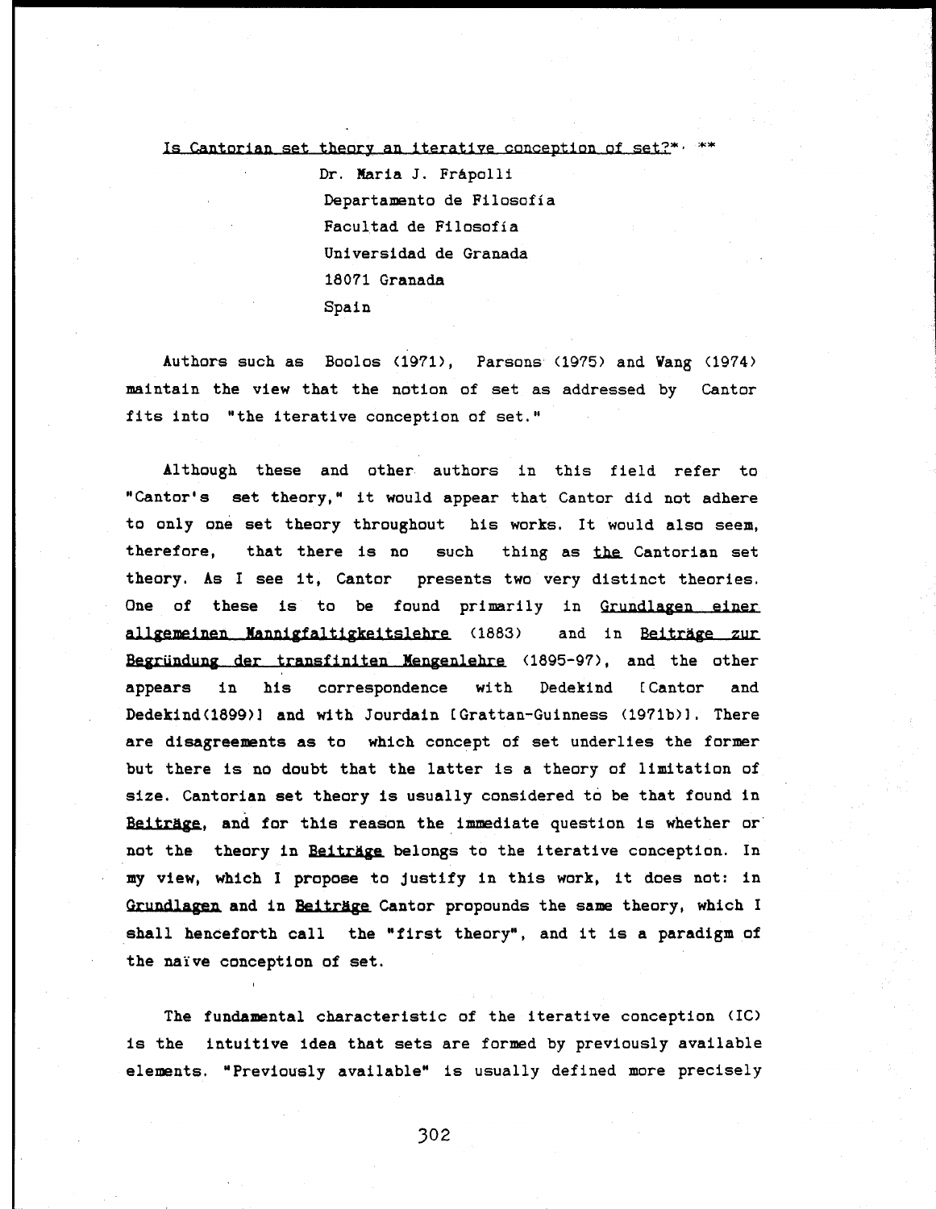# Is Cantorian set theory an iterative conception of set?*, **

Dr. María J. Frápolli
Departamento de Filosofía
Facultad de Filosofía
Universidad de Granada
18071 Granada
Spain

Authors such as Boolos (1971), Parsons (1975) and Wang (1974) maintain the view that the notion of set as addressed by Cantor fits into "the iterative conception of set."

Although these and other authors in this field refer to "Cantor's set theory," it would appear that Cantor did not adhere to only one set theory throughout his works. It would also seem, therefore, that there is no such thing as *the* Cantorian set theory. As I see it, Cantor presents two very distinct theories. One of these is to be found primarily in *Grundlagen einer allgemeinen Mannigfaltigkeitslehre* (1883) and in *Beiträge zur Begründung der transfiniten Mengenlehre* (1895-97), and the other appears in his correspondence with Dedekind [Cantor and Dedekind(1899)] and with Jourdain [Grattan-Guinness (1971b)]. There are disagreements as to which concept of set underlies the former but there is no doubt that the latter is a theory of limitation of size. Cantorian set theory is usually considered to be that found in *Beiträge*, and for this reason the immediate question is whether or not the theory in *Beiträge* belongs to the iterative conception. In my view, which I propose to justify in this work, it does not: in *Grundlagen* and in *Beiträge* Cantor propounds the same theory, which I shall henceforth call the "first theory", and it is a paradigm of the naïve conception of set.

The fundamental characteristic of the iterative conception (IC) is the intuitive idea that sets are formed by previously available elements. "Previously available" is usually defined more precisely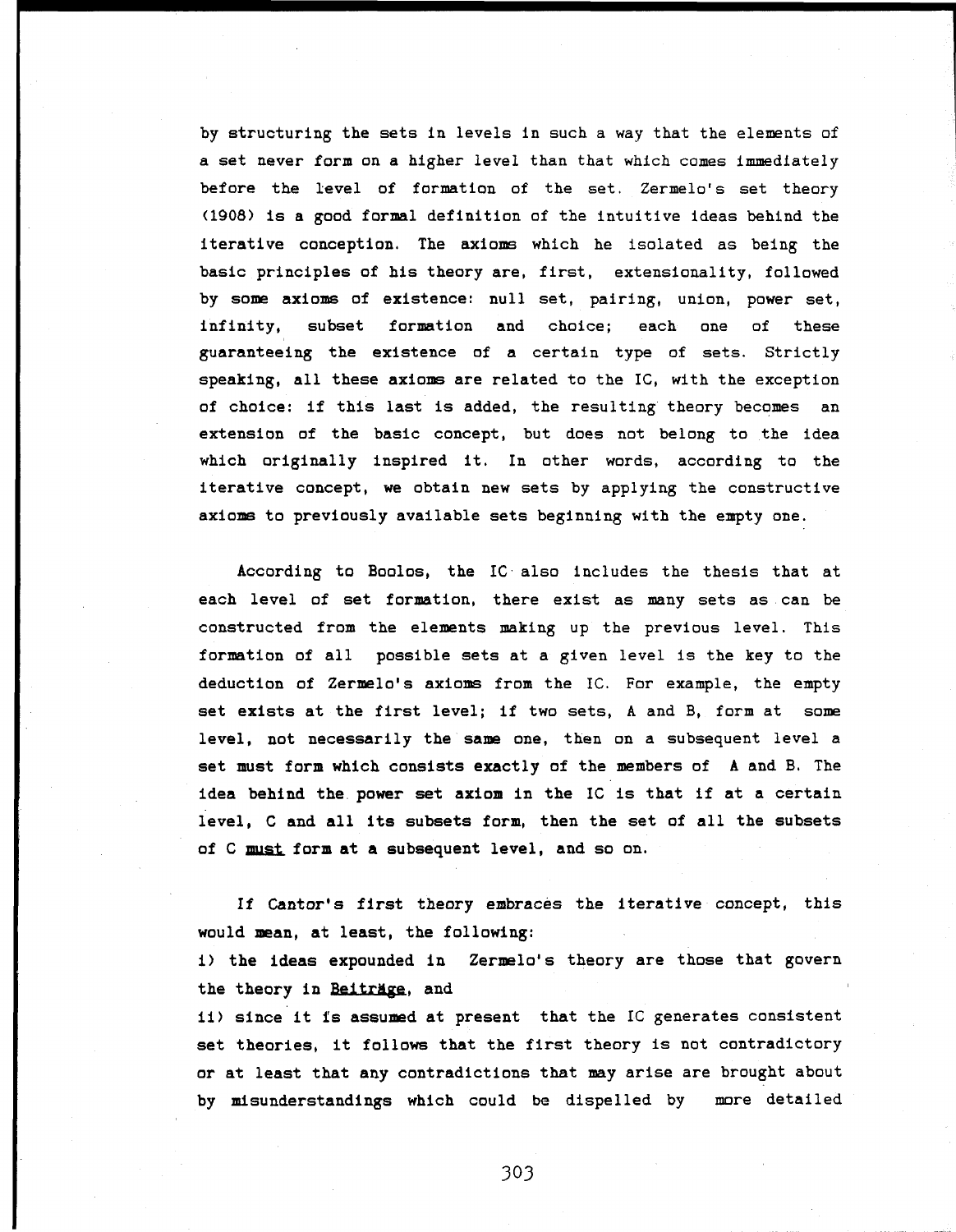by structuring the sets in levels in such a way that the elements of a set never form on a higher level than that which comes immediately before the level of formation of the set. Zermelo's set theory (1908) is a good formal definition of the intuitive ideas behind the iterative conception. The axioms which he isolated as being the basic principles of his theory are, first, extensionality, followed by some axioms of existence: null set, pairing, union, power set, infinity, subset formation and choice; each one of these guaranteeing the existence of a certain type of sets. Strictly speaking, all these axioms are related to the IC, with the exception of choice: if this last is added, the resulting theory becomes an extension of the basic concept, but does not belong to the idea which originally inspired it. In other words, according to the iterative concept, we obtain new sets by applying the constructive axioms to previously available sets beginning with the empty one.

According to Boolos, the IC also includes the thesis that at each level of set formation, there exist as many sets as can be constructed from the elements making up the previous level. This formation of all possible sets at a given level is the key to the deduction of Zermelo's axioms from the IC. For example, the empty set exists at the first level; if two sets, A and B, form at some level, not necessarily the same one, then on a subsequent level a set must form which consists exactly of the members of A and B. The idea behind the power set axiom in the IC is that if at a certain level, C and all its subsets form, then the set of all the subsets of C <u>must</u> form at a subsequent level, and so on.

If Cantor's first theory embraces the iterative concept, this would mean, at least, the following:

i) the ideas expounded in Zermelo's theory are those that govern the theory in <u>Beiträge</u>, and

ii) since it is assumed at present that the IC generates consistent set theories, it follows that the first theory is not contradictory or at least that any contradictions that may arise are brought about by misunderstandings which could be dispelled by more detailed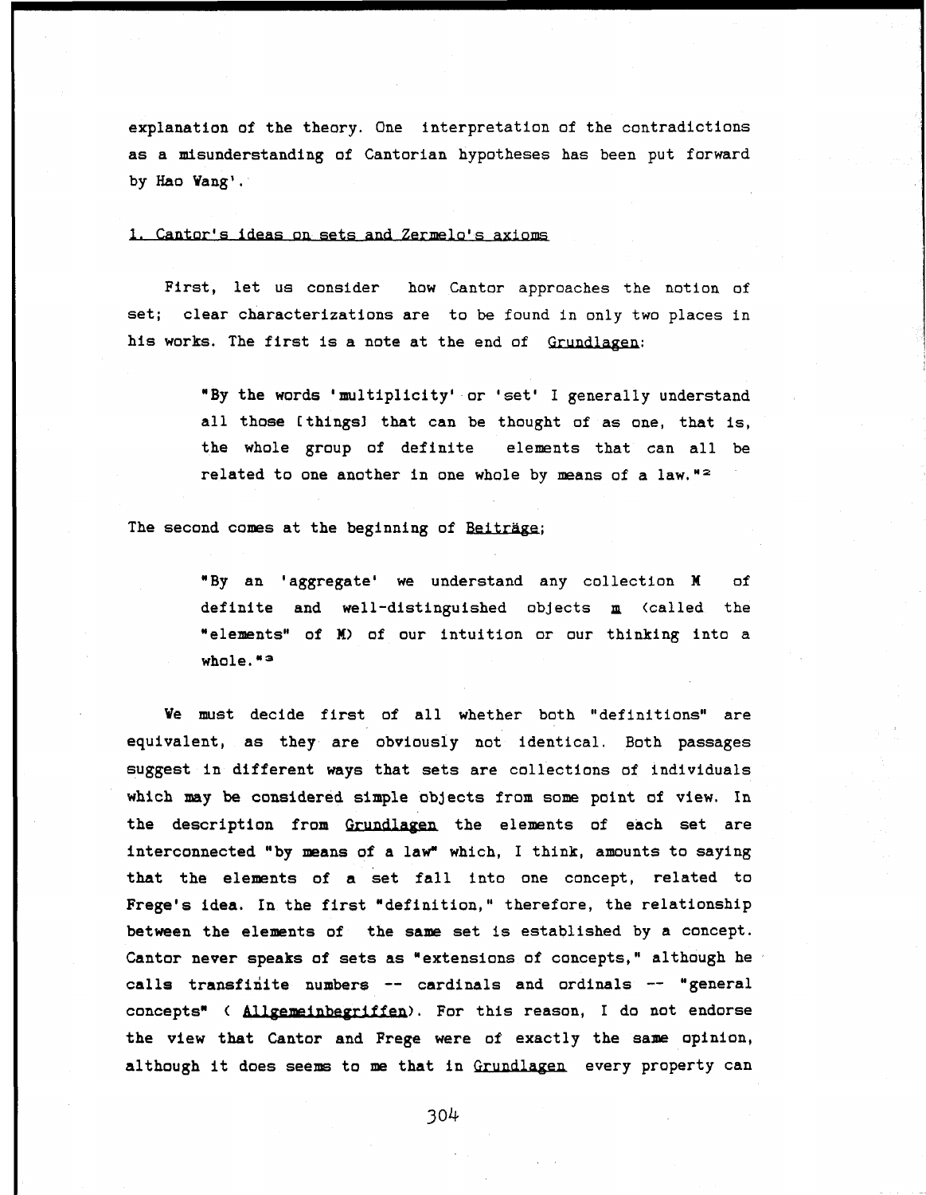explanation of the theory. One interpretation of the contradictions as a misunderstanding of Cantorian hypotheses has been put forward by Hao Wang[1].

## 1. Cantor's ideas on sets and Zermelo's axioms

First, let us consider how Cantor approaches the notion of set; clear characterizations are to be found in only two places in his works. The first is a note at the end of Grundlagen:

> "By the words 'multiplicity' or 'set' I generally understand all those [things] that can be thought of as one, that is, the whole group of definite elements that can all be related to one another in one whole by means of a law."[2]

The second comes at the beginning of Beiträge;

> "By an 'aggregate' we understand any collection M of definite and well-distinguished objects m (called the "elements" of M) of our intuition or our thinking into a whole."[3]

We must decide first of all whether both "definitions" are equivalent, as they are obviously not identical. Both passages suggest in different ways that sets are collections of individuals which may be considered simple objects from some point of view. In the description from Grundlagen the elements of each set are interconnected "by means of a law" which, I think, amounts to saying that the elements of a set fall into one concept, related to Frege's idea. In the first "definition," therefore, the relationship between the elements of the same set is established by a concept. Cantor never speaks of sets as "extensions of concepts," although he calls transfinite numbers -- cardinals and ordinals -- "general concepts" ( Allgemeinbegriffen). For this reason, I do not endorse the view that Cantor and Frege were of exactly the same opinion, although it does seems to me that in Grundlagen every property can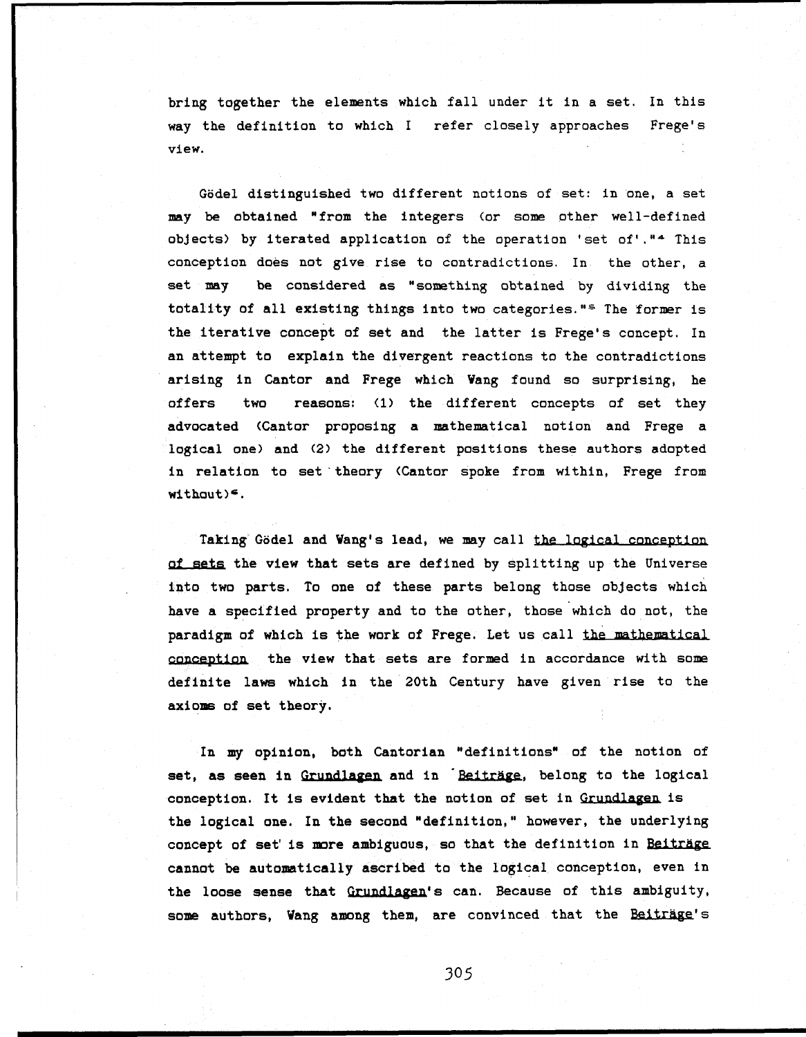bring together the elements which fall under it in a set. In this way the definition to which I refer closely approaches Frege's view.

Gödel distinguished two different notions of set: in one, a set may be obtained "from the integers (or some other well-defined objects) by iterated application of the operation 'set of'."[4] This conception does not give rise to contradictions. In the other, a set may be considered as "something obtained by dividing the totality of all existing things into two categories."[5] The former is the iterative concept of set and the latter is Frege's concept. In an attempt to explain the divergent reactions to the contradictions arising in Cantor and Frege which Wang found so surprising, he offers two reasons: (1) the different concepts of set they advocated (Cantor proposing a mathematical notion and Frege a logical one) and (2) the different positions these authors adopted in relation to set theory (Cantor spoke from within, Frege from without)[6].

Taking Gödel and Wang's lead, we may call <u>the logical conception of sets</u> the view that sets are defined by splitting up the Universe into two parts. To one of these parts belong those objects which have a specified property and to the other, those which do not, the paradigm of which is the work of Frege. Let us call <u>the mathematical conception</u> the view that sets are formed in accordance with some definite laws which in the 20th Century have given rise to the axioms of set theory.

In my opinion, both Cantorian "definitions" of the notion of set, as seen in <u>Grundlagen</u> and in <u>Beiträge</u>, belong to the logical conception. It is evident that the notion of set in <u>Grundlagen</u> is the logical one. In the second "definition," however, the underlying concept of set is more ambiguous, so that the definition in <u>Beiträge</u> cannot be automatically ascribed to the logical conception, even in the loose sense that <u>Grundlagen</u>'s can. Because of this ambiguity, some authors, Wang among them, are convinced that the <u>Beiträge</u>'s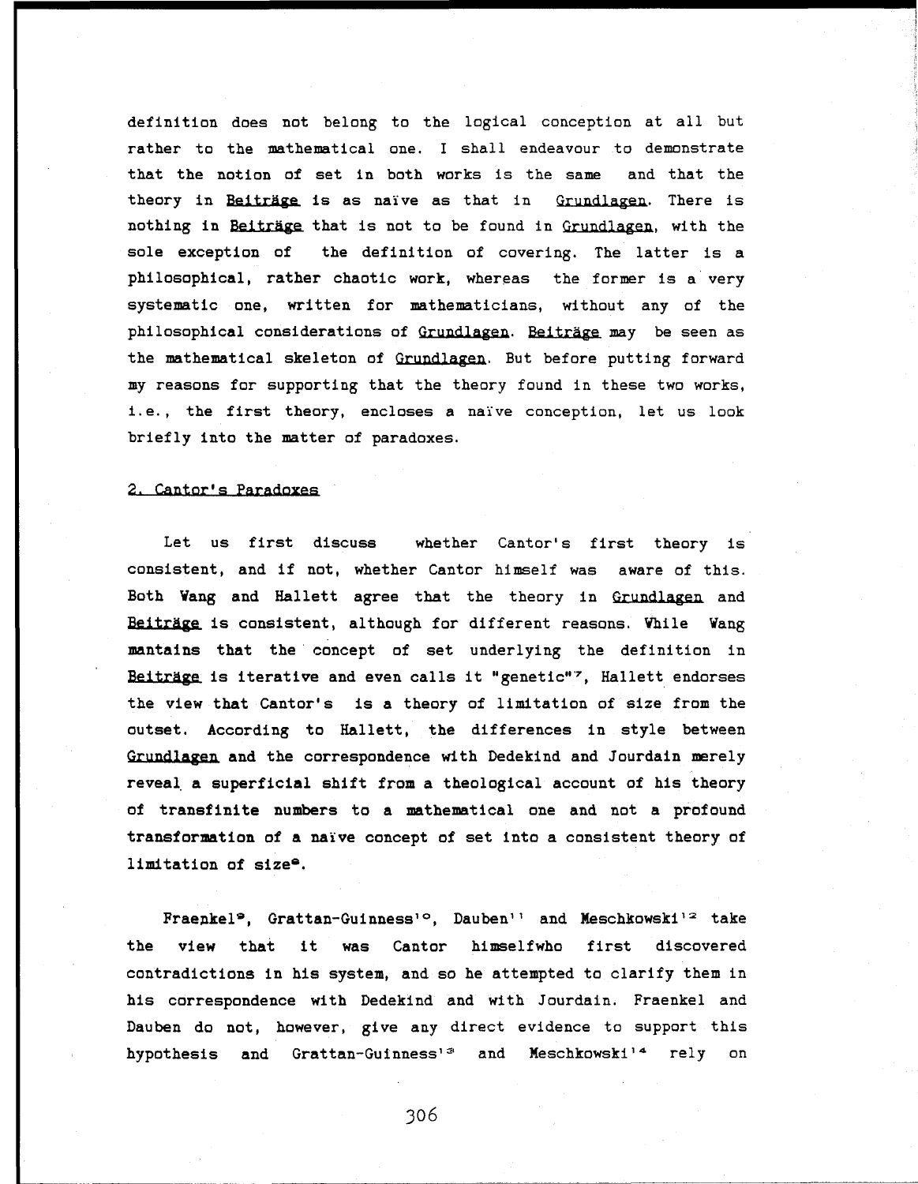definition does not belong to the logical conception at all but rather to the mathematical one. I shall endeavour to demonstrate that the notion of set in both works is the same and that the theory in Beiträge is as naïve as that in Grundlagen. There is nothing in Beiträge that is not to be found in Grundlagen, with the sole exception of the definition of covering. The latter is a philosophical, rather chaotic work, whereas the former is a very systematic one, written for mathematicians, without any of the philosophical considerations of Grundlagen. Beiträge may be seen as the mathematical skeleton of Grundlagen. But before putting forward my reasons for supporting that the theory found in these two works, i.e., the first theory, encloses a naïve conception, let us look briefly into the matter of paradoxes.

## 2. Cantor's Paradoxes

Let us first discuss whether Cantor's first theory is consistent, and if not, whether Cantor himself was aware of this. Both Wang and Hallett agree that the theory in Grundlagen and Beiträge is consistent, although for different reasons. While Wang mantains that the concept of set underlying the definition in Beiträge is iterative and even calls it "genetic"[7], Hallett endorses the view that Cantor's is a theory of limitation of size from the outset. According to Hallett, the differences in style between Grundlagen and the correspondence with Dedekind and Jourdain merely reveal a superficial shift from a theological account of his theory of transfinite numbers to a mathematical one and not a profound transformation of a naïve concept of set into a consistent theory of limitation of size[8].

Fraenkel[9], Grattan-Guinness[10], Dauben[11] and Meschkowski[12] take the view that it was Cantor himselfwho first discovered contradictions in his system, and so he attempted to clarify them in his correspondence with Dedekind and with Jourdain. Fraenkel and Dauben do not, however, give any direct evidence to support this hypothesis and Grattan-Guinness[13] and Meschkowski[14] rely on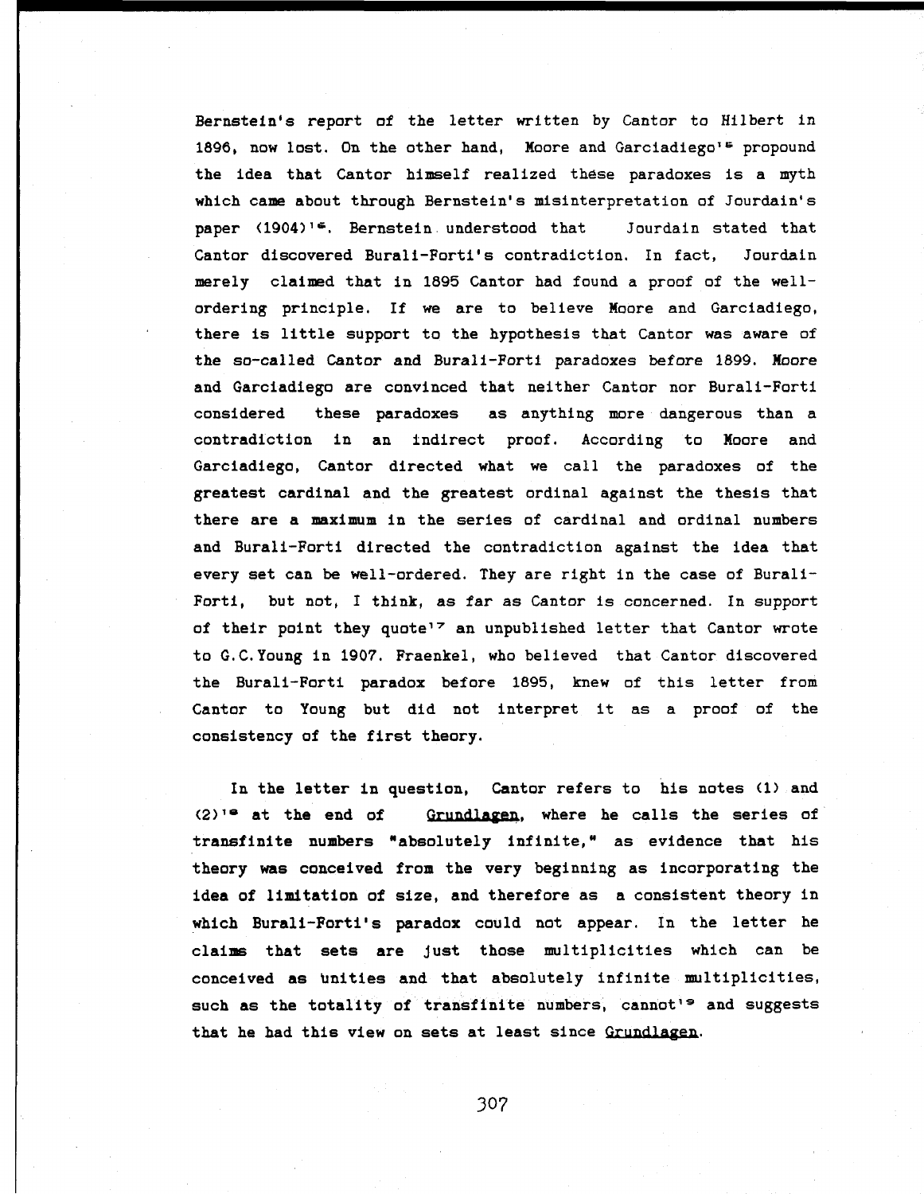Bernstein's report of the letter written by Cantor to Hilbert in 1896, now lost. On the other hand, Moore and Garciadiego[15] propound the idea that Cantor himself realized these paradoxes is a myth which came about through Bernstein's misinterpretation of Jourdain's paper (1904)[16]. Bernstein understood that Jourdain stated that Cantor discovered Burali-Forti's contradiction. In fact, Jourdain merely claimed that in 1895 Cantor had found a proof of the well-ordering principle. If we are to believe Moore and Garciadiego, there is little support to the hypothesis that Cantor was aware of the so-called Cantor and Burali-Forti paradoxes before 1899. Moore and Garciadiego are convinced that neither Cantor nor Burali-Forti considered these paradoxes as anything more dangerous than a contradiction in an indirect proof. According to Moore and Garciadiego, Cantor directed what we call the paradoxes of the greatest cardinal and the greatest ordinal against the thesis that there are a maximum in the series of cardinal and ordinal numbers and Burali-Forti directed the contradiction against the idea that every set can be well-ordered. They are right in the case of Burali-Forti, but not, I think, as far as Cantor is concerned. In support of their point they quote[17] an unpublished letter that Cantor wrote to G.C.Young in 1907. Fraenkel, who believed that Cantor discovered the Burali-Forti paradox before 1895, knew of this letter from Cantor to Young but did not interpret it as a proof of the consistency of the first theory.

In the letter in question, Cantor refers to his notes (1) and (2)[18] at the end of <u>Grundlagen</u>, where he calls the series of transfinite numbers "absolutely infinite," as evidence that his theory was conceived from the very beginning as incorporating the idea of limitation of size, and therefore as a consistent theory in which Burali-Forti's paradox could not appear. In the letter he claims that sets are just those multiplicities which can be conceived as unities and that absolutely infinite multiplicities, such as the totality of transfinite numbers, cannot[19] and suggests that he had this view on sets at least since <u>Grundlagen</u>.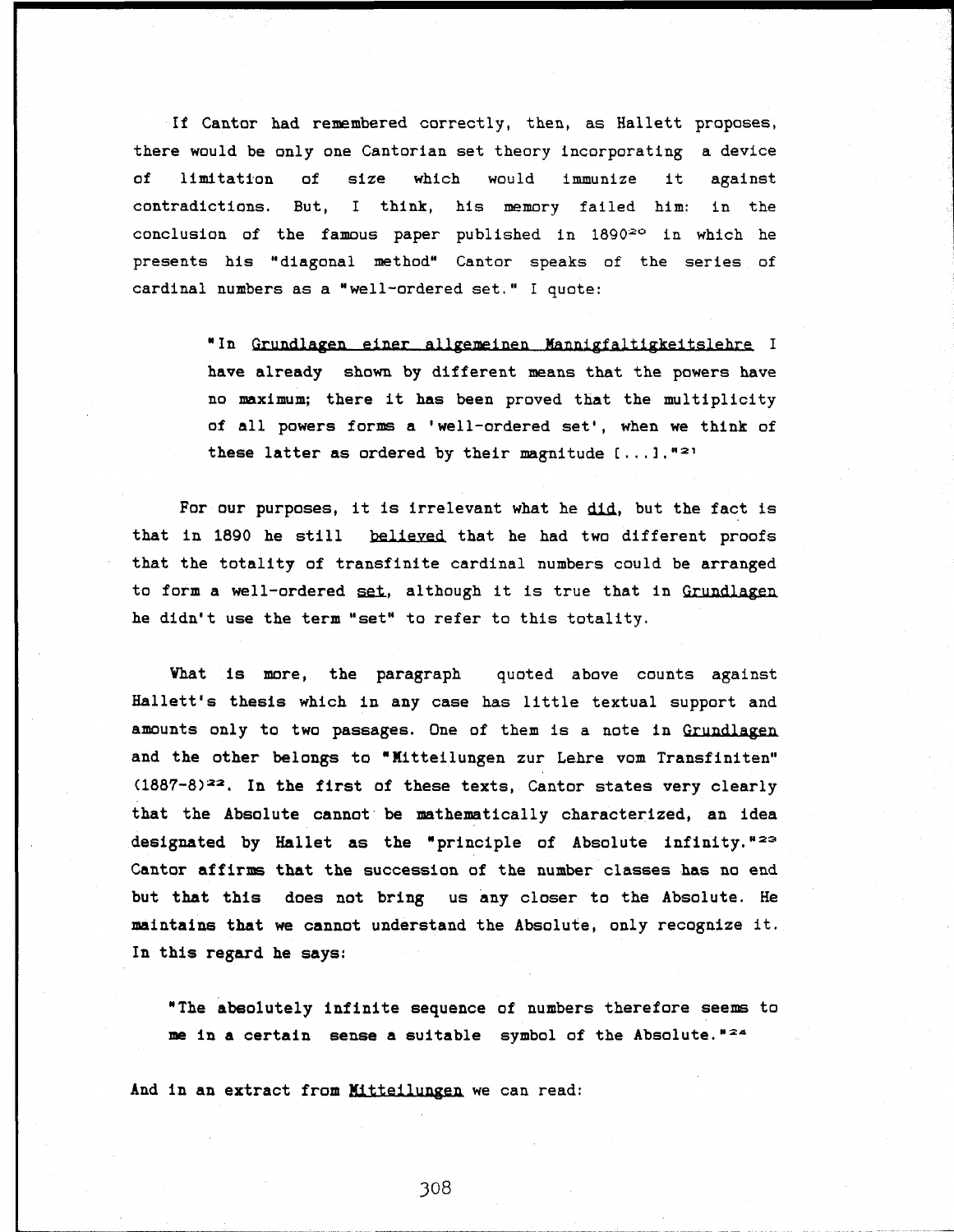If Cantor had remembered correctly, then, as Hallett proposes, there would be only one Cantorian set theory incorporating a device of limitation of size which would immunize it against contradictions. But, I think, his memory failed him: in the conclusion of the famous paper published in 1890[20] in which he presents his "diagonal method" Cantor speaks of the series of cardinal numbers as a "well-ordered set." I quote:

> "In Grundlagen einer allgemeinen Mannigfaltigkeitslehre I have already shown by different means that the powers have no maximum; there it has been proved that the multiplicity of all powers forms a 'well-ordered set', when we think of these latter as ordered by their magnitude [...]."[21]

For our purposes, it is irrelevant what he *did*, but the fact is that in 1890 he still *believed* that he had two different proofs that the totality of transfinite cardinal numbers could be arranged to form a well-ordered *set*, although it is true that in *Grundlagen* he didn't use the term "set" to refer to this totality.

What is more, the paragraph quoted above counts against Hallett's thesis which in any case has little textual support and amounts only to two passages. One of them is a note in *Grundlagen* and the other belongs to "Mitteilungen zur Lehre vom Transfiniten" (1887-8)[22]. In the first of these texts, Cantor states very clearly that the Absolute cannot be mathematically characterized, an idea designated by Hallet as the "principle of Absolute infinity."[23] Cantor affirms that the succession of the number classes has no end but that this does not bring us any closer to the Absolute. He maintains that we cannot understand the Absolute, only recognize it. In this regard he says:

> "The absolutely infinite sequence of numbers therefore seems to me in a certain sense a suitable symbol of the Absolute."[24]

And in an extract from *Mitteilungen* we can read: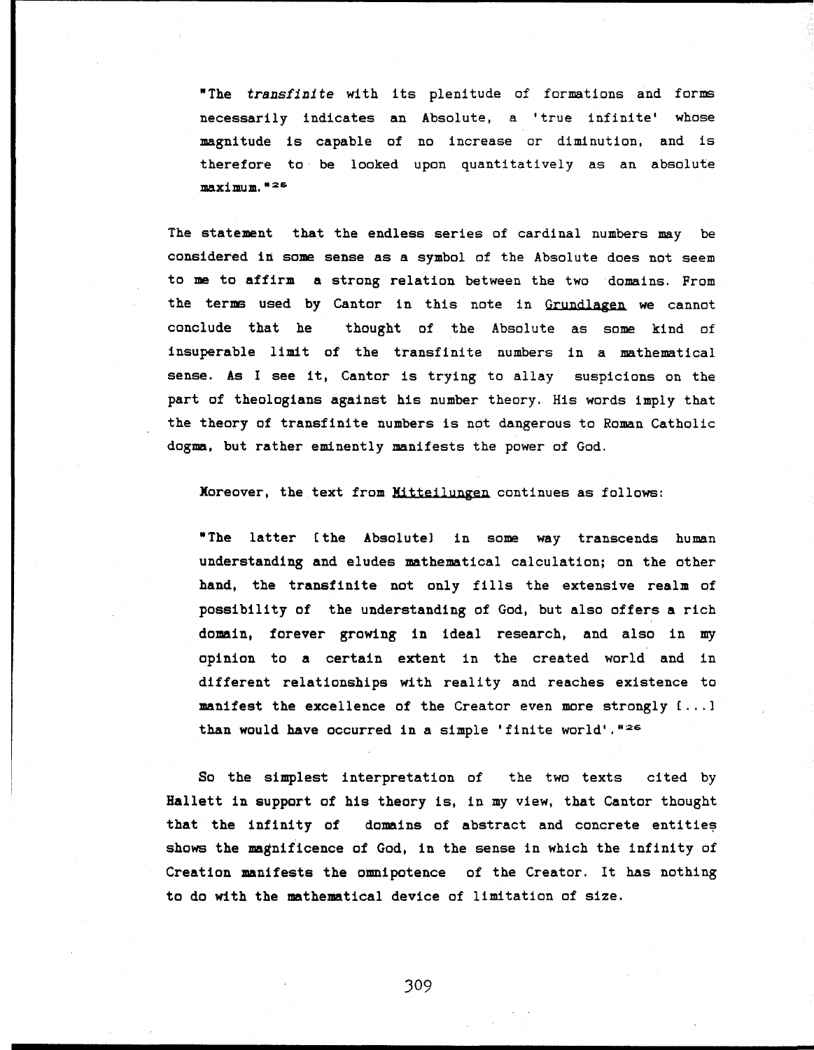> "The *transfinite* with its plenitude of formations and forms necessarily indicates an Absolute, a 'true infinite' whose magnitude is capable of no increase or diminution, and is therefore to be looked upon quantitatively as an absolute maximum."[26]

The statement that the endless series of cardinal numbers may be considered in some sense as a symbol of the Absolute does not seem to me to affirm a strong relation between the two domains. From the terms used by Cantor in this note in Grundlagen we cannot conclude that he thought of the Absolute as some kind of insuperable limit of the transfinite numbers in a mathematical sense. As I see it, Cantor is trying to allay suspicions on the part of theologians against his number theory. His words imply that the theory of transfinite numbers is not dangerous to Roman Catholic dogma, but rather eminently manifests the power of God.

Moreover, the text from Mitteilungen continues as follows:

> "The latter [the Absolute] in some way transcends human understanding and eludes mathematical calculation; on the other hand, the transfinite not only fills the extensive realm of possibility of the understanding of God, but also offers a rich domain, forever growing in ideal research, and also in my opinion to a certain extent in the created world and in different relationships with reality and reaches existence to manifest the excellence of the Creator even more strongly [...] than would have occurred in a simple 'finite world'."[26]

So the simplest interpretation of the two texts cited by Hallett in support of his theory is, in my view, that Cantor thought that the infinity of domains of abstract and concrete entities shows the magnificence of God, in the sense in which the infinity of Creation manifests the omnipotence of the Creator. It has nothing to do with the mathematical device of limitation of size.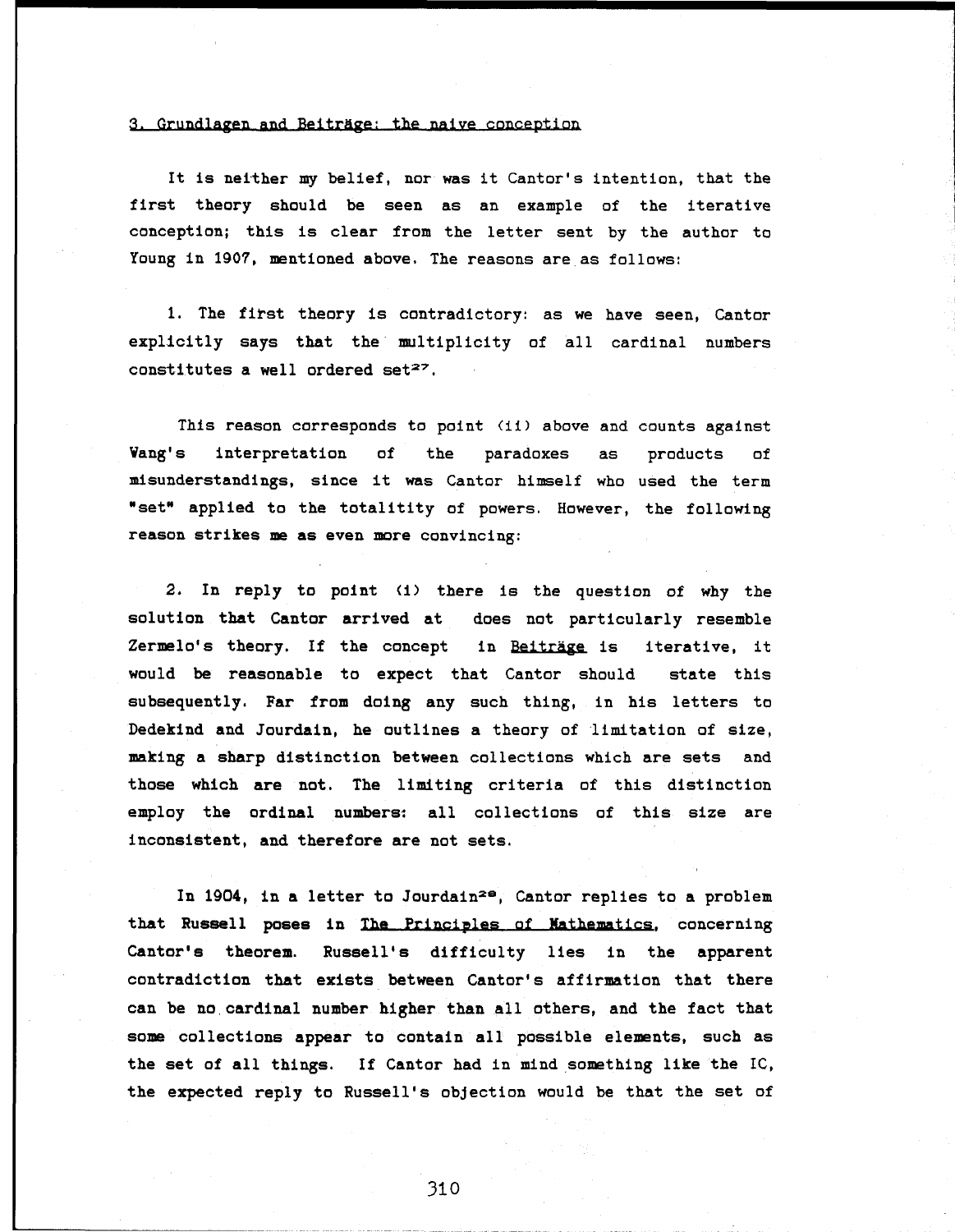### 3. Grundlagen and Beiträge: the naive conception

It is neither my belief, nor was it Cantor's intention, that the first theory should be seen as an example of the iterative conception; this is clear from the letter sent by the author to Young in 1907, mentioned above. The reasons are as follows:

1. The first theory is contradictory: as we have seen, Cantor explicitly says that the multiplicity of all cardinal numbers constitutes a well ordered set[27].

This reason corresponds to point (ii) above and counts against Wang's interpretation of the paradoxes as products of misunderstandings, since it was Cantor himself who used the term "set" applied to the totalitity of powers. However, the following reason strikes me as even more convincing:

2. In reply to point (i) there is the question of why the solution that Cantor arrived at does not particularly resemble Zermelo's theory. If the concept in Beiträge is iterative, it would be reasonable to expect that Cantor should state this subsequently. Far from doing any such thing, in his letters to Dedekind and Jourdain, he outlines a theory of limitation of size, making a sharp distinction between collections which are sets and those which are not. The limiting criteria of this distinction employ the ordinal numbers: all collections of this size are inconsistent, and therefore are not sets.

In 1904, in a letter to Jourdain[28], Cantor replies to a problem that Russell poses in The Principles of Mathematics, concerning Cantor's theorem. Russell's difficulty lies in the apparent contradiction that exists between Cantor's affirmation that there can be no cardinal number higher than all others, and the fact that some collections appear to contain all possible elements, such as the set of all things. If Cantor had in mind something like the IC, the expected reply to Russell's objection would be that the set of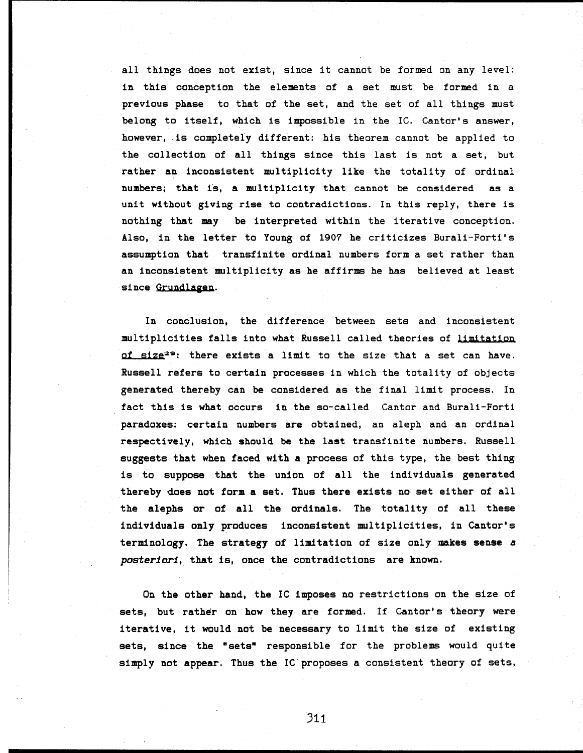all things does not exist, since it cannot be formed on any level: in this conception the elements of a set must be formed in a previous phase to that of the set, and the set of all things must belong to itself, which is impossible in the IC. Cantor's answer, however, is completely different: his theorem cannot be applied to the collection of all things since this last is not a set, but rather an inconsistent multiplicity like the totality of ordinal numbers; that is, a multiplicity that cannot be considered as a unit without giving rise to contradictions. In this reply, there is nothing that may be interpreted within the iterative conception. Also, in the letter to Young of 1907 he criticizes Burali-Forti's assumption that transfinite ordinal numbers form a set rather than an inconsistent multiplicity as he affirms he has believed at least since Grundlagen.

In conclusion, the difference between sets and inconsistent multiplicities falls into what Russell called theories of limitation of size[29]: there exists a limit to the size that a set can have. Russell refers to certain processes in which the totality of objects generated thereby can be considered as the final limit process. In fact this is what occurs in the so-called Cantor and Burali-Forti paradoxes: certain numbers are obtained, an aleph and an ordinal respectively, which should be the last transfinite numbers. Russell suggests that when faced with a process of this type, the best thing is to suppose that the union of all the individuals generated thereby does not form a set. Thus there exists no set either of all the alephs or of all the ordinals. The totality of all these individuals only produces inconsistent multiplicities, in Cantor's terminology. The strategy of limitation of size only makes sense *a posteriori*, that is, once the contradictions are known.

On the other hand, the IC imposes no restrictions on the size of sets, but rather on how they are formed. If Cantor's theory were iterative, it would not be necessary to limit the size of existing sets, since the "sets" responsible for the problems would quite simply not appear. Thus the IC proposes a consistent theory of sets,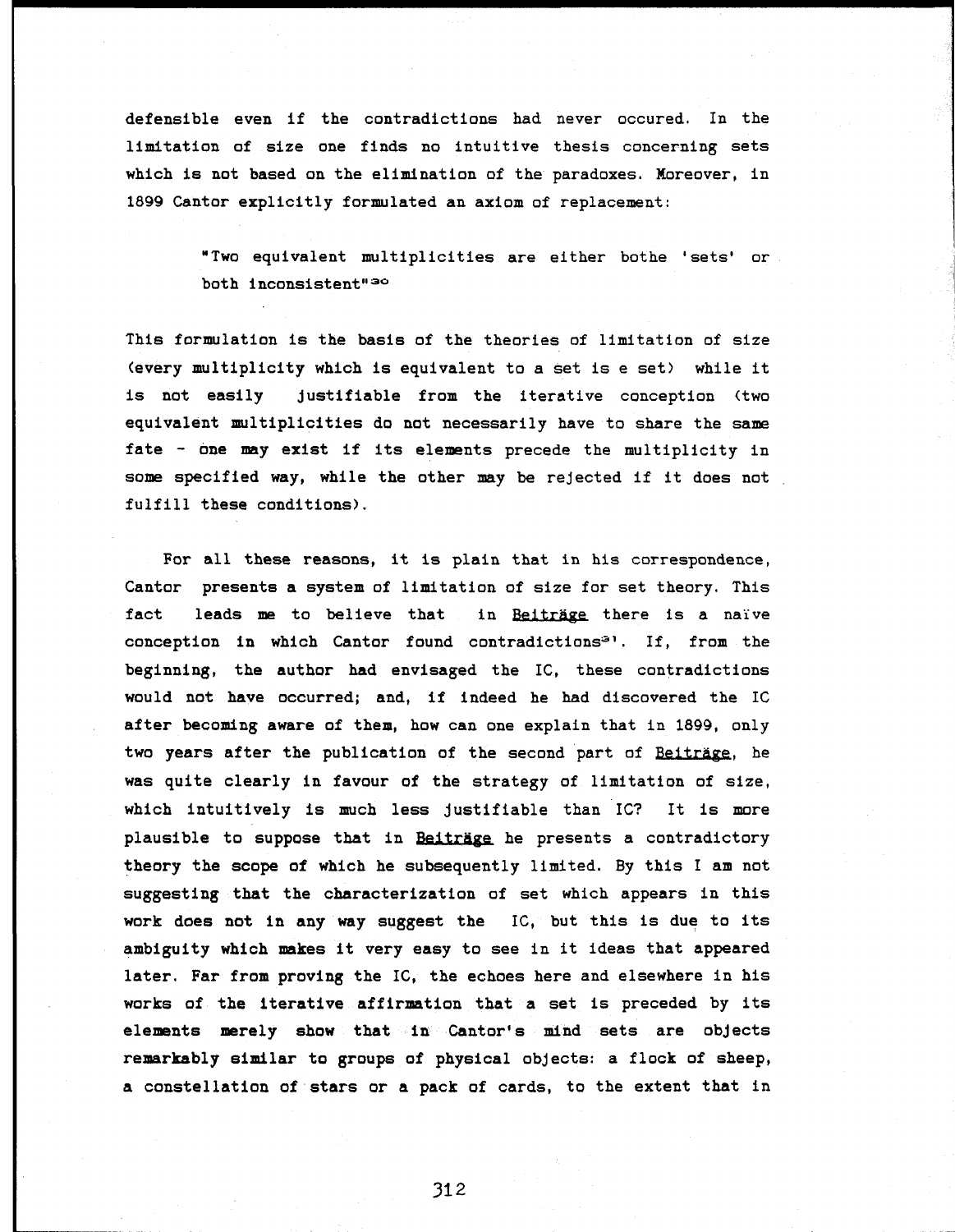defensible even if the contradictions had never occured. In the limitation of size one finds no intuitive thesis concerning sets which is not based on the elimination of the paradoxes. Moreover, in 1899 Cantor explicitly formulated an axiom of replacement:

> "Two equivalent multiplicities are either bothe 'sets' or both inconsistent"[30]

This formulation is the basis of the theories of limitation of size (every multiplicity which is equivalent to a set is e set) while it is not easily justifiable from the iterative conception (two equivalent multiplicities do not necessarily have to share the same fate - one may exist if its elements precede the multiplicity in some specified way, while the other may be rejected if it does not fulfill these conditions).

For all these reasons, it is plain that in his correspondence, Cantor presents a system of limitation of size for set theory. This fact leads me to believe that in Beiträge there is a naïve conception in which Cantor found contradictions[31]. If, from the beginning, the author had envisaged the IC, these contradictions would not have occurred; and, if indeed he had discovered the IC after becoming aware of them, how can one explain that in 1899, only two years after the publication of the second part of Beiträge, he was quite clearly in favour of the strategy of limitation of size, which intuitively is much less justifiable than IC? It is more plausible to suppose that in Beiträge he presents a contradictory theory the scope of which he subsequently limited. By this I am not suggesting that the characterization of set which appears in this work does not in any way suggest the IC, but this is due to its ambiguity which makes it very easy to see in it ideas that appeared later. Far from proving the IC, the echoes here and elsewhere in his works of the iterative affirmation that a set is preceded by its elements merely show that in Cantor's mind sets are objects remarkably similar to groups of physical objects: a flock of sheep, a constellation of stars or a pack of cards, to the extent that in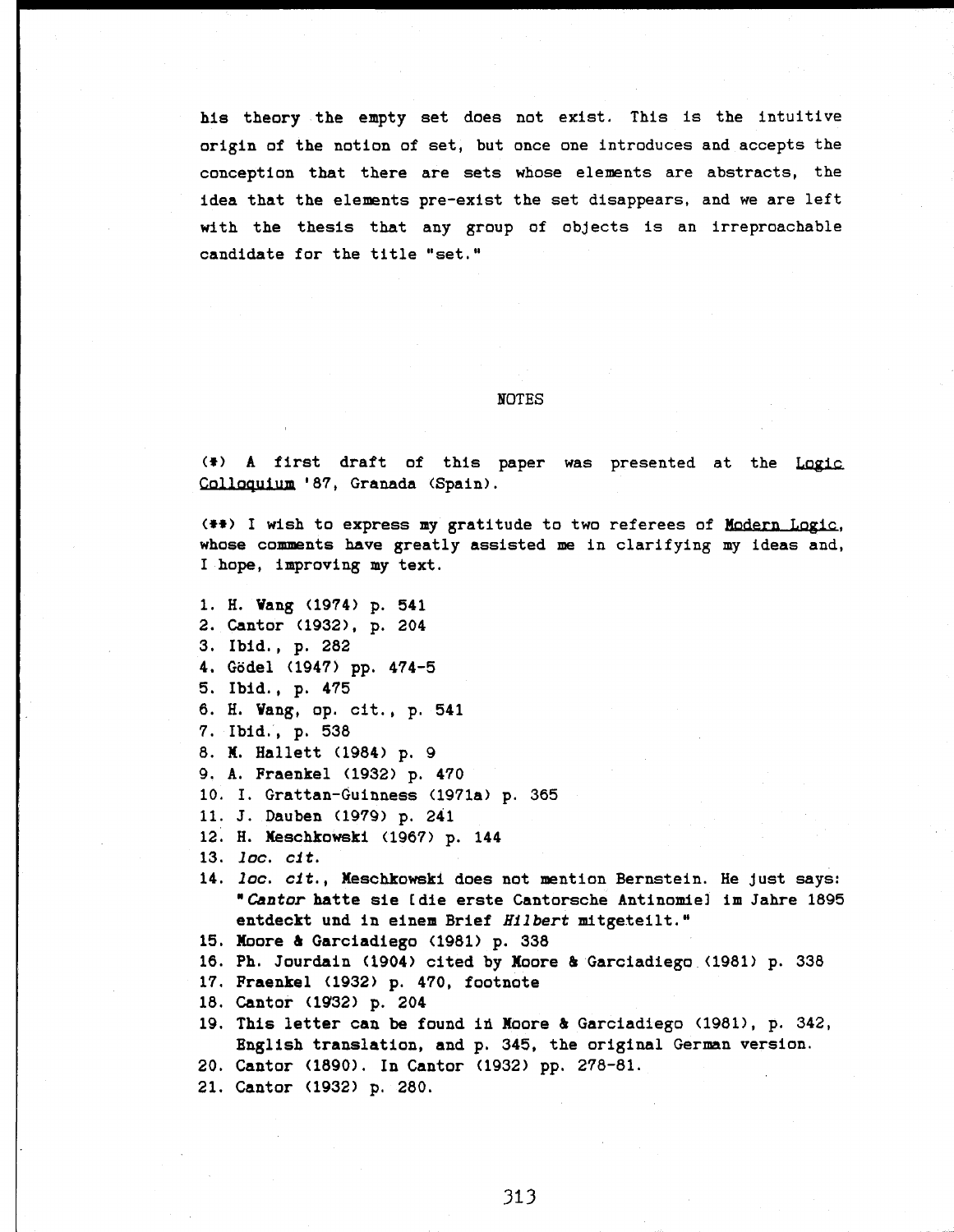his theory the empty set does not exist. This is the intuitive origin of the notion of set, but once one introduces and accepts the conception that there are sets whose elements are abstracts, the idea that the elements pre-exist the set disappears, and we are left with the thesis that any group of objects is an irreproachable candidate for the title "set."

## NOTES

(*) A first draft of this paper was presented at the Logic Colloquium '87, Granada (Spain).

(**) I wish to express my gratitude to two referees of Modern Logic, whose comments have greatly assisted me in clarifying my ideas and, I hope, improving my text.

1. H. Wang (1974) p. 541
2. Cantor (1932), p. 204
3. Ibid., p. 282
4. Gödel (1947) pp. 474-5
5. Ibid., p. 475
6. H. Wang, op. cit., p. 541
7. Ibid., p. 538
8. M. Hallett (1984) p. 9
9. A. Fraenkel (1932) p. 470
10. I. Grattan-Guinness (1971a) p. 365
11. J. Dauben (1979) p. 241
12. H. Meschkowski (1967) p. 144
13. *loc. cit.*
14. *loc. cit.*, Meschkowski does not mention Bernstein. He just says: "*Cantor* hatte sie [die erste Cantorsche Antinomie] im Jahre 1895 entdeckt und in einem Brief *Hilbert* mitgeteilt."
15. Moore & Garciadiego (1981) p. 338
16. Ph. Jourdain (1904) cited by Moore & Garciadiego (1981) p. 338
17. Fraenkel (1932) p. 470, footnote
18. Cantor (1932) p. 204
19. This letter can be found in Moore & Garciadiego (1981), p. 342, English translation, and p. 345, the original German version.
20. Cantor (1890). In Cantor (1932) pp. 278-81.
21. Cantor (1932) p. 280.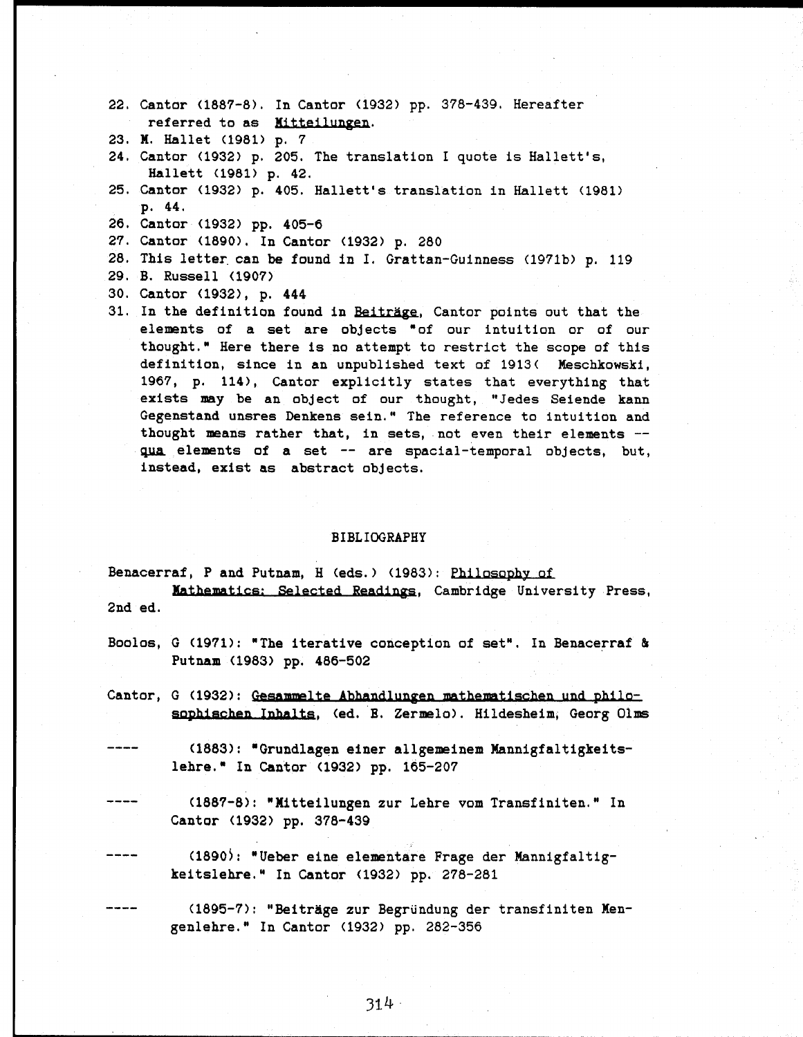22. Cantor (1887-8). In Cantor (1932) pp. 378-439. Hereafter referred to as Mitteilungen.
23. M. Hallet (1981) p. 7
24. Cantor (1932) p. 205. The translation I quote is Hallett's, Hallett (1981) p. 42.
25. Cantor (1932) p. 405. Hallett's translation in Hallett (1981) p. 44.
26. Cantor (1932) pp. 405-6
27. Cantor (1890). In Cantor (1932) p. 280
28. This letter can be found in I. Grattan-Guinness (1971b) p. 119
29. B. Russell (1907)
30. Cantor (1932), p. 444
31. In the definition found in Beiträge, Cantor points out that the elements of a set are objects "of our intuition or of our thought." Here there is no attempt to restrict the scope of this definition, since in an unpublished text of 1913( Meschkowski, 1967, p. 114), Cantor explicitly states that everything that exists may be an object of our thought, "Jedes Seiende kann Gegenstand unsres Denkens sein." The reference to intuition and thought means rather that, in sets, not even their elements -- qua elements of a set -- are spacial-temporal objects, but, instead, exist as abstract objects.

## BIBLIOGRAPHY

Benacerraf, P and Putnam, H (eds.) (1983): Philosophy of Mathematics: Selected Readings, Cambridge University Press, 2nd ed.

Boolos, G (1971): "The iterative conception of set". In Benacerraf & Putnam (1983) pp. 486-502

Cantor, G (1932): Gesammelte Abhandlungen mathematischen und philosophischen Inhalts, (ed. E. Zermelo). Hildesheim, Georg Olms

---- (1883): "Grundlagen einer allgemeinem Mannigfaltigkeitslehre." In Cantor (1932) pp. 165-207

---- (1887-8): "Mitteilungen zur Lehre vom Transfiniten." In Cantor (1932) pp. 378-439

---- (1890): "Ueber eine elementare Frage der Mannigfaltigkeitslehre." In Cantor (1932) pp. 278-281

---- (1895-7): "Beiträge zur Begründung der transfiniten Mengenlehre." In Cantor (1932) pp. 282-356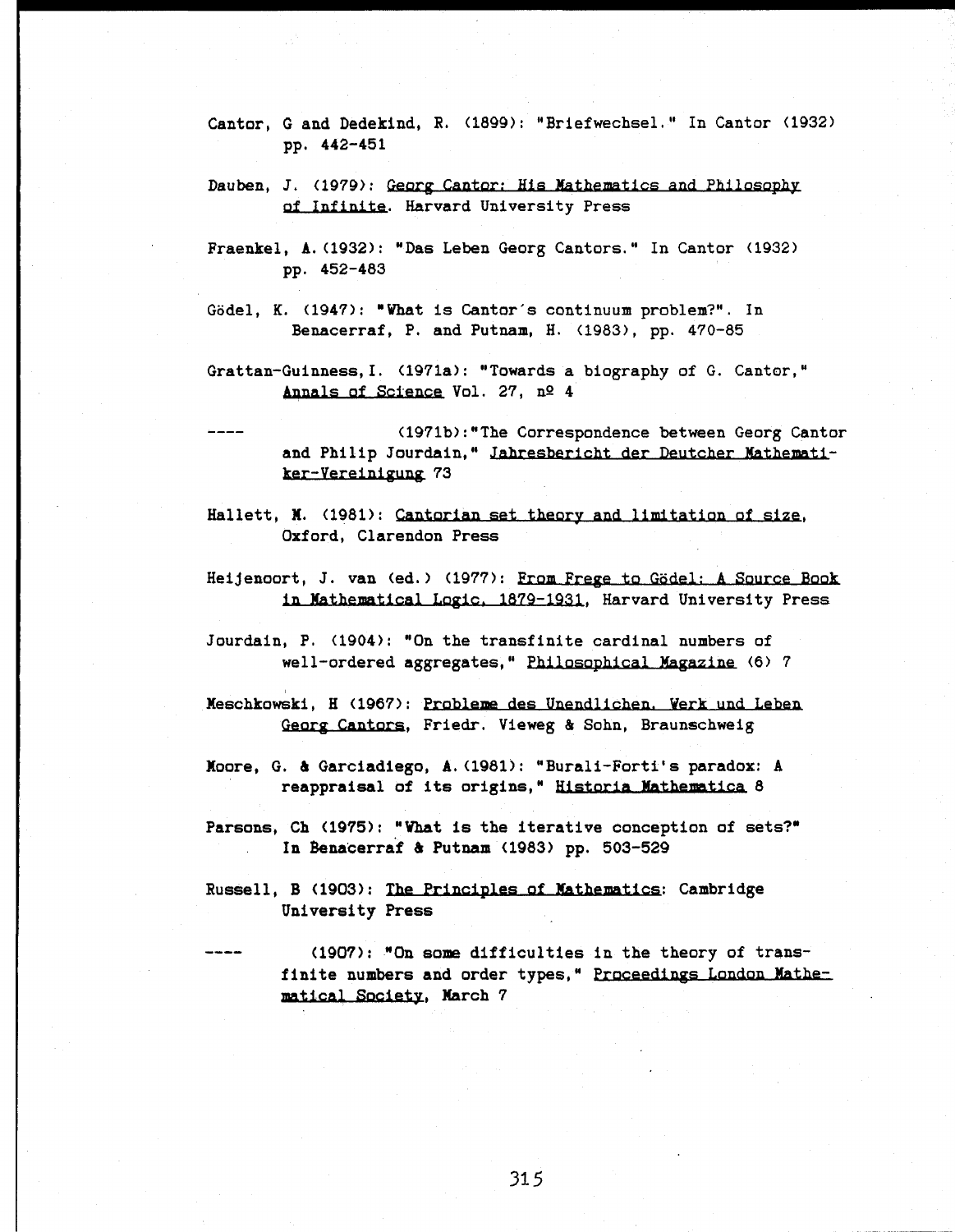Cantor, G and Dedekind, R. (1899): "Briefwechsel." In Cantor (1932) pp. 442-451

Dauben, J. (1979): Georg Cantor: His Mathematics and Philosophy of Infinite. Harvard University Press

Fraenkel, A. (1932): "Das Leben Georg Cantors." In Cantor (1932) pp. 452-483

Gödel, K. (1947): "What is Cantor's continuum problem?". In Benacerraf, P. and Putnam, H. (1983), pp. 470-85

Grattan-Guinness, I. (1971a): "Towards a biography of G. Cantor," Annals of Science Vol. 27, nº 4

---- (1971b): "The Correspondence between Georg Cantor and Philip Jourdain," Jahresbericht der Deutcher Mathematiker-Vereinigung 73

Hallett, M. (1981): Cantorian set theory and limitation of size, Oxford, Clarendon Press

Heijenoort, J. van (ed.) (1977): From Frege to Gödel: A Source Book in Mathematical Logic, 1879-1931, Harvard University Press

Jourdain, P. (1904): "On the transfinite cardinal numbers of well-ordered aggregates," Philosophical Magazine (6) 7

Meschkowski, H (1967): Probleme des Unendlichen. Werk und Leben Georg Cantors, Friedr. Vieweg & Sohn, Braunschweig

Moore, G. & Garciadiego, A. (1981): "Burali-Forti's paradox: A reappraisal of its origins," Historia Mathematica 8

Parsons, Ch (1975): "What is the iterative conception of sets?" In Benacerraf & Putnam (1983) pp. 503-529

Russell, B (1903): The Principles of Mathematics: Cambridge University Press

---- (1907): "On some difficulties in the theory of transfinite numbers and order types," Proceedings London Mathematical Society, March 7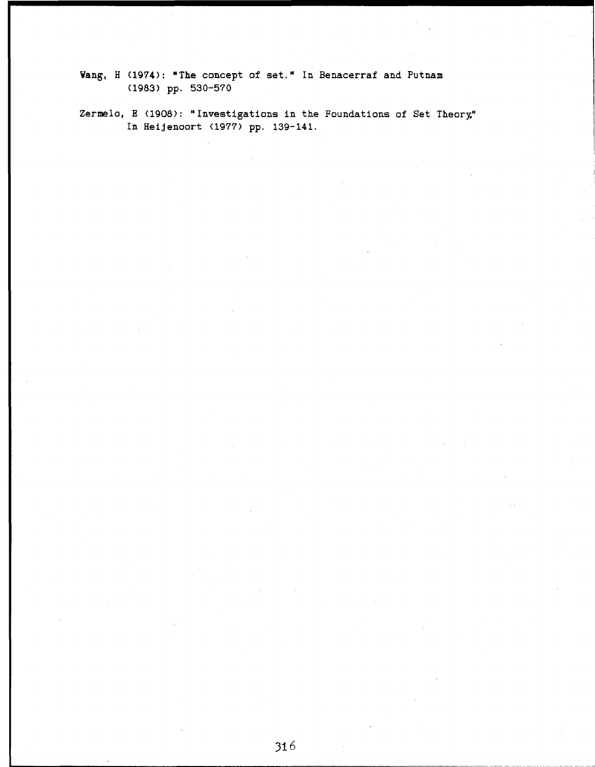Wang, H (1974): "The concept of set." In Benacerraf and Putnam (1983) pp. 530-570

Zermelo, E (1908): "Investigations in the Foundations of Set Theory." In Heijenoort (1977) pp. 139-141.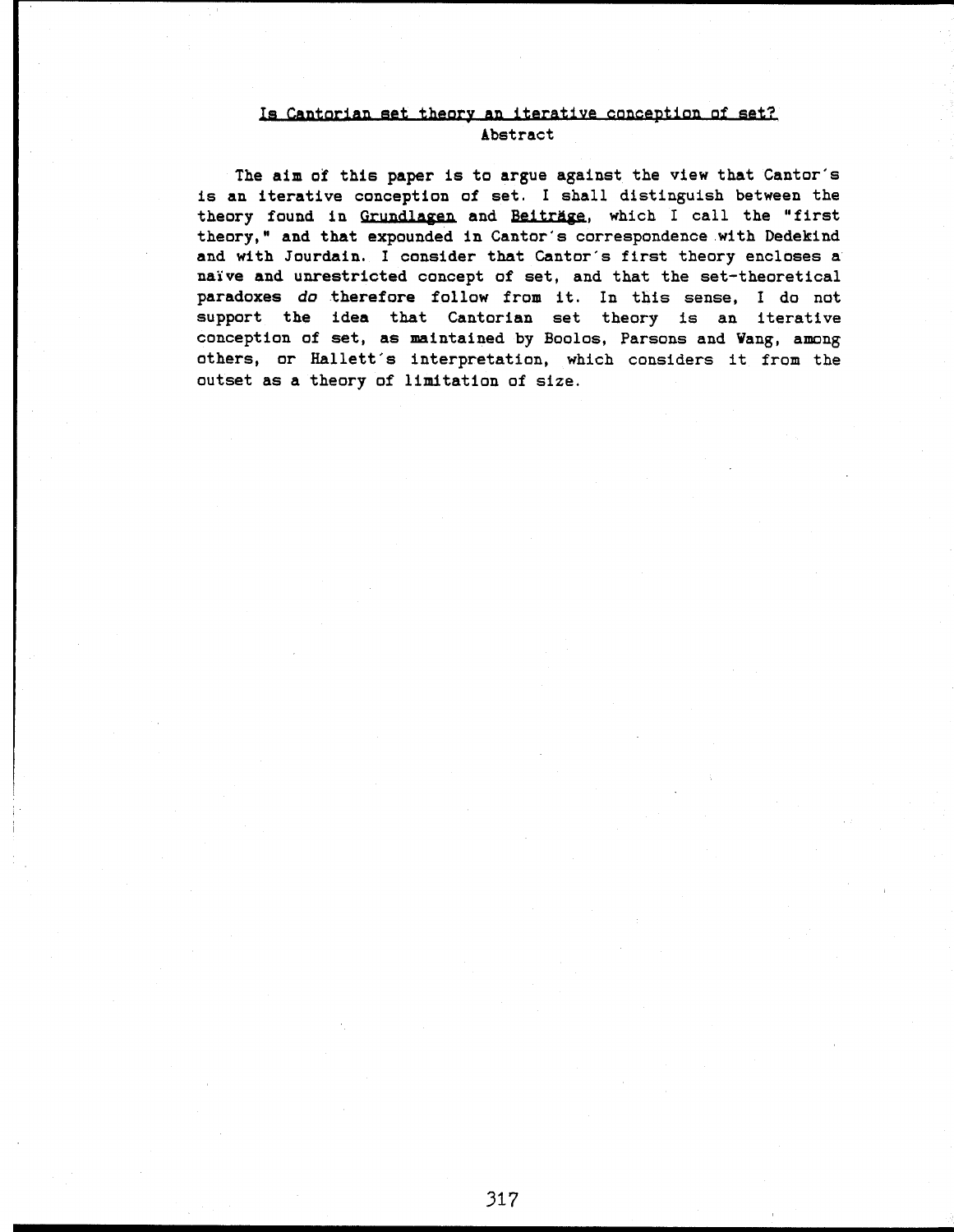## Is Cantorian set theory an iterative conception of set?

### Abstract

The aim of this paper is to argue against the view that Cantor's is an iterative conception of set. I shall distinguish between the theory found in Grundlagen and Beiträge, which I call the "first theory," and that expounded in Cantor's correspondence with Dedekind and with Jourdain. I consider that Cantor's first theory encloses a naïve and unrestricted concept of set, and that the set-theoretical paradoxes *do* therefore follow from it. In this sense, I do not support the idea that Cantorian set theory is an iterative conception of set, as maintained by Boolos, Parsons and Wang, among others, or Hallett's interpretation, which considers it from the outset as a theory of limitation of size.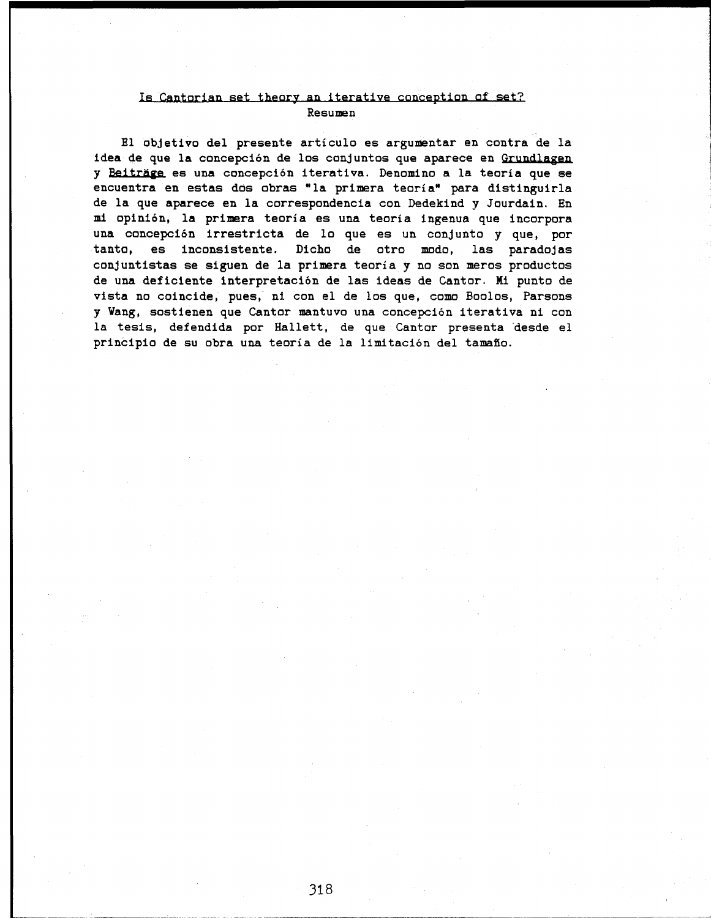## Is Cantorian set theory an iterative conception of set?

### Resumen

El objetivo del presente artículo es argumentar en contra de la idea de que la concepción de los conjuntos que aparece en *Grundlagen* y *Beiträge* es una concepción iterativa. Denomino a la teoría que se encuentra en estas dos obras "la primera teoría" para distinguirla de la que aparece en la correspondencia con Dedekind y Jourdain. En mi opinión, la primera teoría es una teoría ingenua que incorpora una concepción irrestricta de lo que es un conjunto y que, por tanto, es inconsistente. Dicho de otro modo, las paradojas conjuntistas se siguen de la primera teoría y no son meros productos de una deficiente interpretación de las ideas de Cantor. Mi punto de vista no coincide, pues, ni con el de los que, como Boolos, Parsons y Wang, sostienen que Cantor mantuvo una concepción iterativa ni con la tesis, defendida por Hallett, de que Cantor presenta desde el principio de su obra una teoría de la limitación del tamaño.